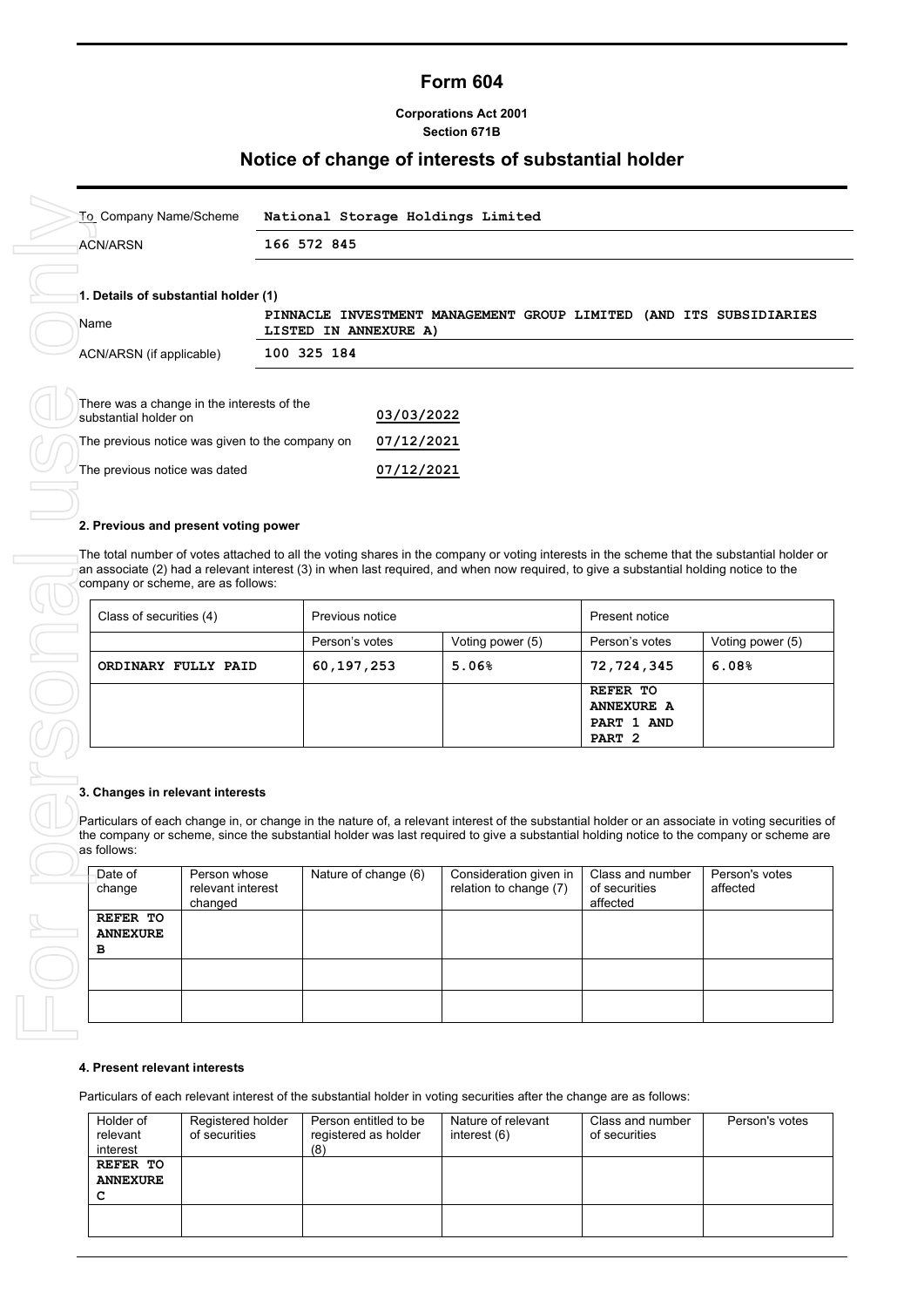# Form 604

**Corporations Act 2001**
**Section 671B**

## Notice of change of interests of substantial holder

| | |
|---|---|
| To Company Name/Scheme | **National Storage Holdings Limited** |
| ACN/ARSN | **166 572 845** |

### 1. Details of substantial holder (1)

| | |
|---|---|
| Name | **PINNACLE INVESTMENT MANAGEMENT GROUP LIMITED (AND ITS SUBSIDIARIES LISTED IN ANNEXURE A)** |
| ACN/ARSN (if applicable) | **100 325 184** |

| | |
|---|---|
| There was a change in the interests of the substantial holder on | **03/03/2022** |
| The previous notice was given to the company on | **07/12/2021** |
| The previous notice was dated | **07/12/2021** |

### 2. Previous and present voting power

The total number of votes attached to all the voting shares in the company or voting interests in the scheme that the substantial holder or an associate (2) had a relevant interest (3) in when last required, and when now required, to give a substantial holding notice to the company or scheme, are as follows:

| Class of securities (4) | Previous notice | | Present notice | |
|---|---|---|---|---|
| | Person's votes | Voting power (5) | Person's votes | Voting power (5) |
| **ORDINARY FULLY PAID** | **60,197,253** | **5.06%** | **72,724,345** | **6.08%** |
| | | | **REFER TO ANNEXURE A PART 1 AND PART 2** | |

### 3. Changes in relevant interests

Particulars of each change in, or change in the nature of, a relevant interest of the substantial holder or an associate in voting securities of the company or scheme, since the substantial holder was last required to give a substantial holding notice to the company or scheme are as follows:

| Date of change | Person whose relevant interest changed | Nature of change (6) | Consideration given in relation to change (7) | Class and number of securities affected | Person's votes affected |
|---|---|---|---|---|---|
| **REFER TO ANNEXURE B** | | | | | |
| | | | | | |
| | | | | | |

### 4. Present relevant interests

Particulars of each relevant interest of the substantial holder in voting securities after the change are as follows:

| Holder of relevant interest | Registered holder of securities | Person entitled to be registered as holder (8) | Nature of relevant interest (6) | Class and number of securities | Person's votes |
|---|---|---|---|---|---|
| **REFER TO ANNEXURE C** | | | | | |
| | | | | | |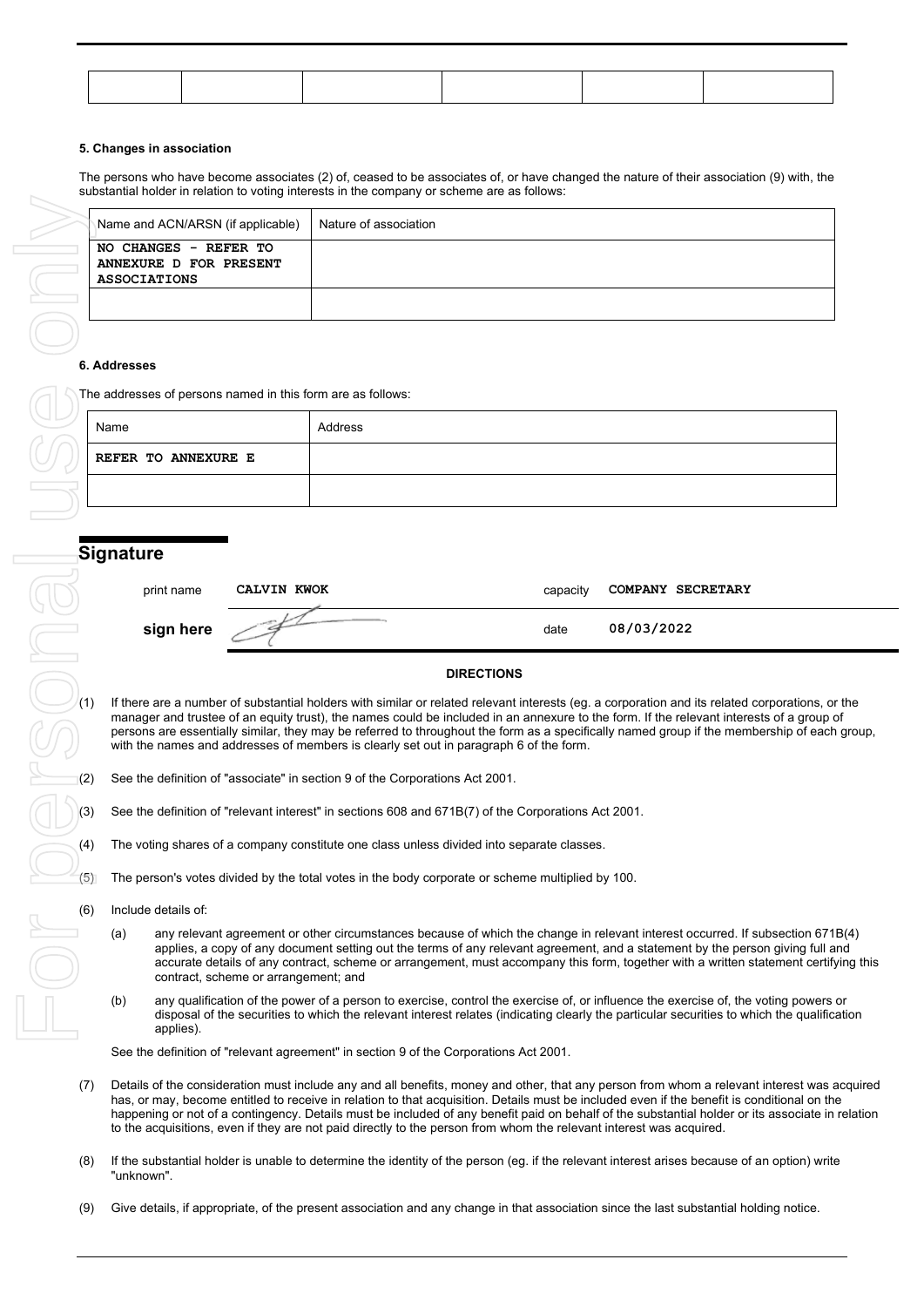|  |  |  |  |  |  |
|---|---|---|---|---|---|
|  |  |  |  |  |  |

### 5. Changes in association

The persons who have become associates (2) of, ceased to be associates of, or have changed the nature of their association (9) with, the substantial holder in relation to voting interests in the company or scheme are as follows:

| Name and ACN/ARSN (if applicable) | Nature of association |
|---|---|
| **NO CHANGES - REFER TO ANNEXURE D FOR PRESENT ASSOCIATIONS** | |
| | |

### 6. Addresses

The addresses of persons named in this form are as follows:

| Name | Address |
|---|---|
| **REFER TO ANNEXURE E** | |
| | |

## Signature

| | | | |
|---|---|---|---|
| print name | **CALVIN KWOK** | capacity | **COMPANY SECRETARY** |
| **sign here** | | date | **08/03/2022** |

**DIRECTIONS**

(1) If there are a number of substantial holders with similar or related relevant interests (eg. a corporation and its related corporations, or the manager and trustee of an equity trust), the names could be included in an annexure to the form. If the relevant interests of a group of persons are essentially similar, they may be referred to throughout the form as a specifically named group if the membership of each group, with the names and addresses of members is clearly set out in paragraph 6 of the form.

(2) See the definition of "associate" in section 9 of the Corporations Act 2001.

(3) See the definition of "relevant interest" in sections 608 and 671B(7) of the Corporations Act 2001.

(4) The voting shares of a company constitute one class unless divided into separate classes.

(5) The person's votes divided by the total votes in the body corporate or scheme multiplied by 100.

(6) Include details of:

(a) any relevant agreement or other circumstances because of which the change in relevant interest occurred. If subsection 671B(4) applies, a copy of any document setting out the terms of any relevant agreement, and a statement by the person giving full and accurate details of any contract, scheme or arrangement, must accompany this form, together with a written statement certifying this contract, scheme or arrangement; and

(b) any qualification of the power of a person to exercise, control the exercise of, or influence the exercise of, the voting powers or disposal of the securities to which the relevant interest relates (indicating clearly the particular securities to which the qualification applies).

See the definition of "relevant agreement" in section 9 of the Corporations Act 2001.

(7) Details of the consideration must include any and all benefits, money and other, that any person from whom a relevant interest was acquired has, or may, become entitled to receive in relation to that acquisition. Details must be included even if the benefit is conditional on the happening or not of a contingency. Details must be included of any benefit paid on behalf of the substantial holder or its associate in relation to the acquisitions, even if they are not paid directly to the person from whom the relevant interest was acquired.

(8) If the substantial holder is unable to determine the identity of the person (eg. if the relevant interest arises because of an option) write "unknown".

(9) Give details, if appropriate, of the present association and any change in that association since the last substantial holding notice.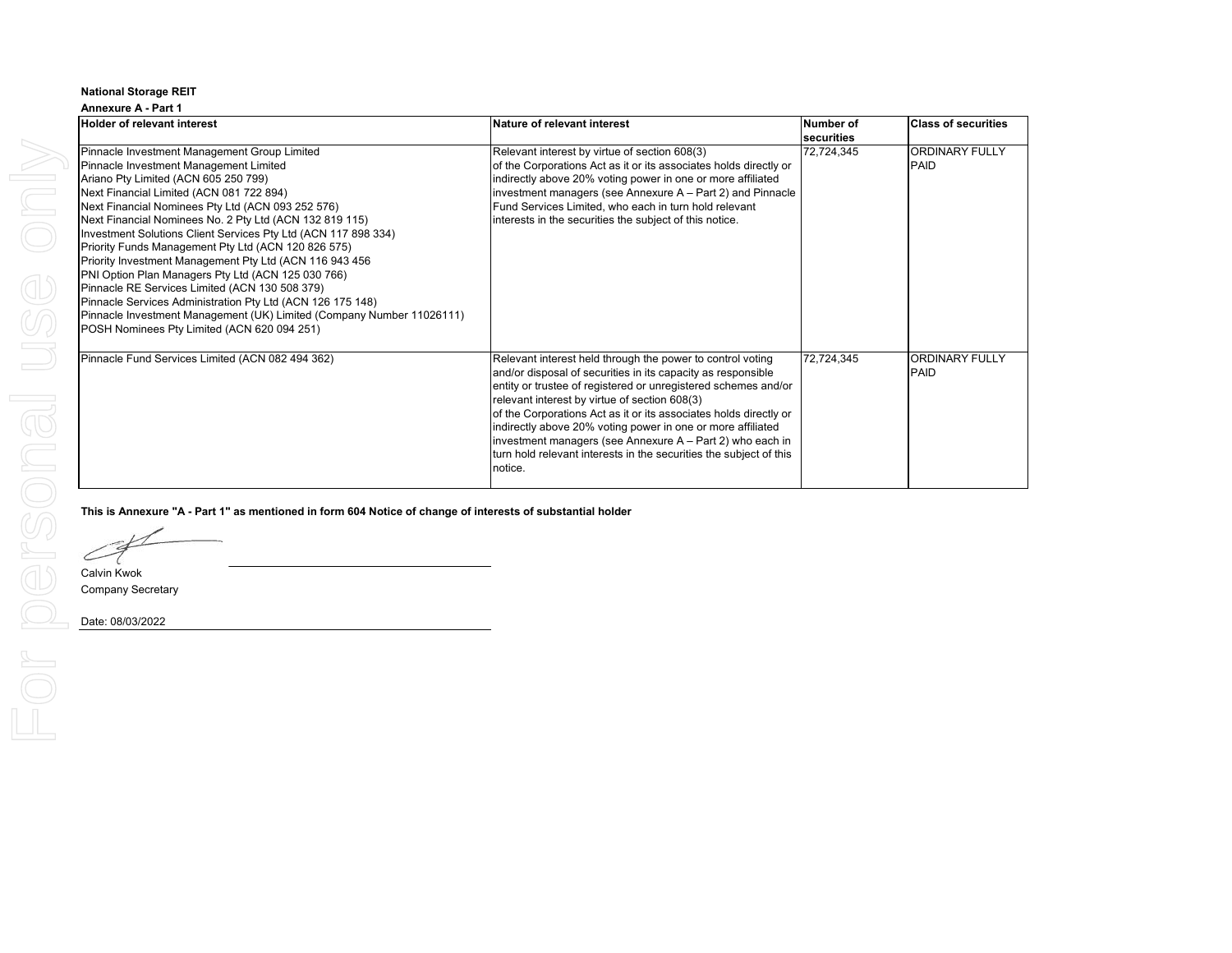**National Storage REIT**

**Annexure A - Part 1**

| Holder of relevant interest | Nature of relevant interest | Number of securities | Class of securities |
|---|---|---|---|
| Pinnacle Investment Management Group Limited<br>Pinnacle Investment Management Limited<br>Ariano Pty Limited (ACN 605 250 799)<br>Next Financial Limited (ACN 081 722 894)<br>Next Financial Nominees Pty Ltd (ACN 093 252 576)<br>Next Financial Nominees No. 2 Pty Ltd (ACN 132 819 115)<br>Investment Solutions Client Services Pty Ltd (ACN 117 898 334)<br>Priority Funds Management Pty Ltd (ACN 120 826 575)<br>Priority Investment Management Pty Ltd (ACN 116 943 456<br>PNI Option Plan Managers Pty Ltd (ACN 125 030 766)<br>Pinnacle RE Services Limited (ACN 130 508 379)<br>Pinnacle Services Administration Pty Ltd (ACN 126 175 148)<br>Pinnacle Investment Management (UK) Limited (Company Number 11026111)<br>POSH Nominees Pty Limited (ACN 620 094 251) | Relevant interest by virtue of section 608(3) of the Corporations Act as it or its associates holds directly or indirectly above 20% voting power in one or more affiliated investment managers (see Annexure A – Part 2) and Pinnacle Fund Services Limited, who each in turn hold relevant interests in the securities the subject of this notice. | 72,724,345 | ORDINARY FULLY PAID |
| Pinnacle Fund Services Limited (ACN 082 494 362) | Relevant interest held through the power to control voting and/or disposal of securities in its capacity as responsible entity or trustee of registered or unregistered schemes and/or relevant interest by virtue of section 608(3) of the Corporations Act as it or its associates holds directly or indirectly above 20% voting power in one or more affiliated investment managers (see Annexure A – Part 2) who each in turn hold relevant interests in the securities the subject of this notice. | 72,724,345 | ORDINARY FULLY PAID |

**This is Annexure "A - Part 1" as mentioned in form 604 Notice of change of interests of substantial holder**

Calvin Kwok
Company Secretary

Date: 08/03/2022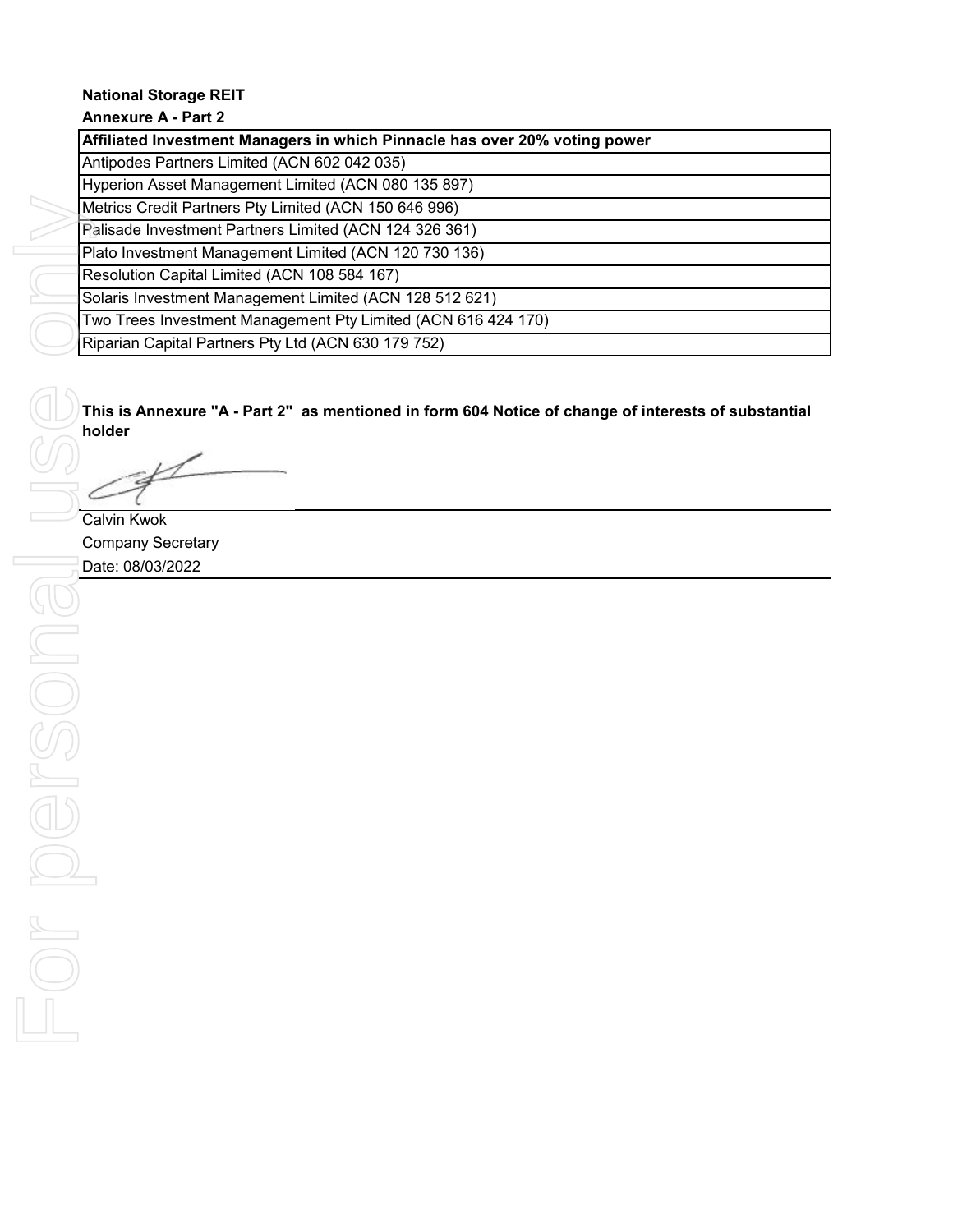**National Storage REIT**

**Annexure A - Part 2**

| Affiliated Investment Managers in which Pinnacle has over 20% voting power |
| --- |
| Antipodes Partners Limited (ACN 602 042 035) |
| Hyperion Asset Management Limited (ACN 080 135 897) |
| Metrics Credit Partners Pty Limited (ACN 150 646 996) |
| Palisade Investment Partners Limited (ACN 124 326 361) |
| Plato Investment Management Limited (ACN 120 730 136) |
| Resolution Capital Limited (ACN 108 584 167) |
| Solaris Investment Management Limited (ACN 128 512 621) |
| Two Trees Investment Management Pty Limited (ACN 616 424 170) |
| Riparian Capital Partners Pty Ltd (ACN 630 179 752) |

**This is Annexure "A - Part 2" as mentioned in form 604 Notice of change of interests of substantial holder**

Calvin Kwok

Company Secretary

Date: 08/03/2022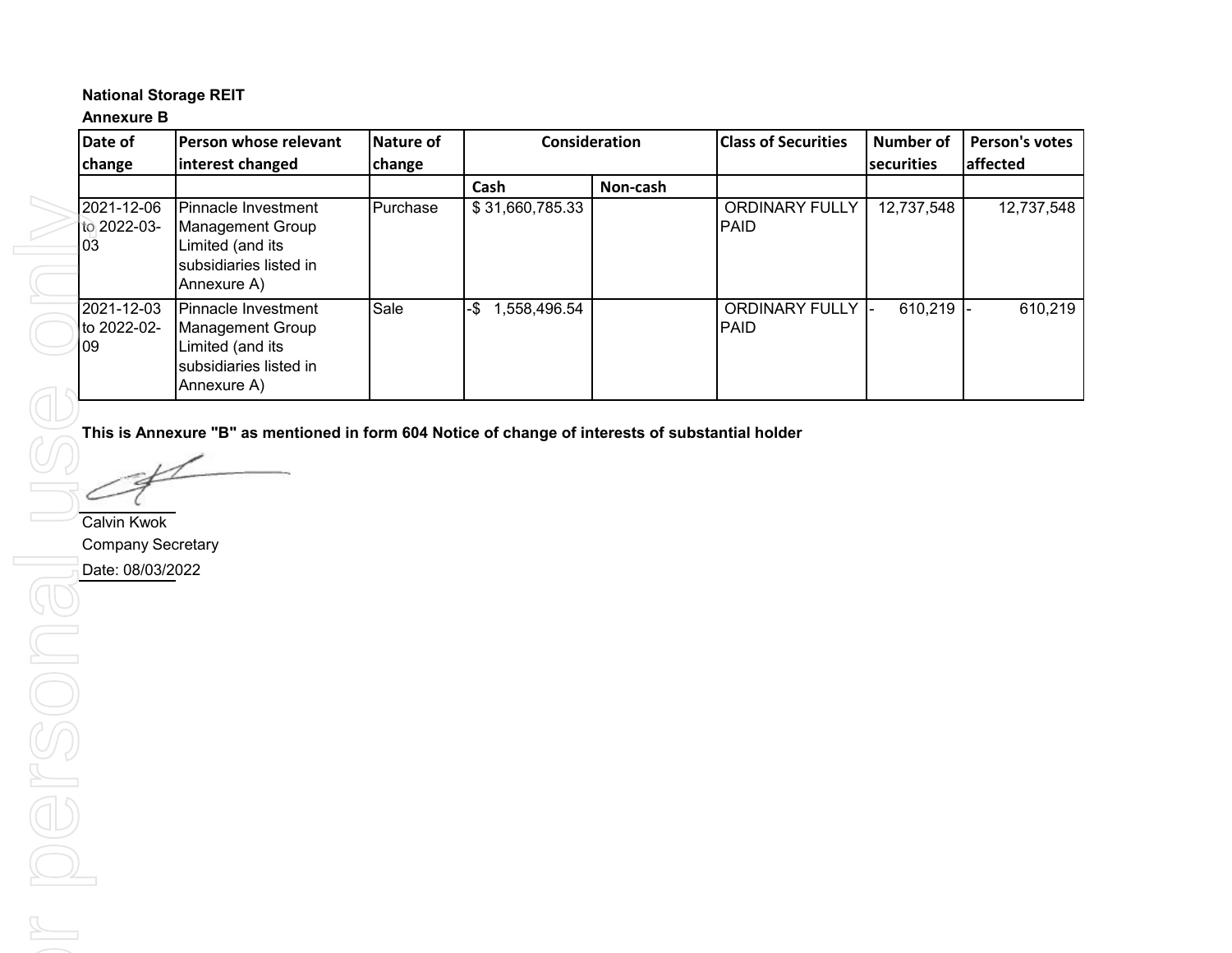**National Storage REIT**
**Annexure B**

| Date of change | Person whose relevant interest changed | Nature of change | Consideration | | Class of Securities | Number of securities | Person's votes affected |
|---|---|---|---|---|---|---|---|
| | | | Cash | Non-cash | | | |
| 2021-12-06 to 2022-03-03 | Pinnacle Investment Management Group Limited (and its subsidiaries listed in Annexure A) | Purchase | $ 31,660,785.33 | | ORDINARY FULLY PAID | 12,737,548 | 12,737,548 |
| 2021-12-03 to 2022-02-09 | Pinnacle Investment Management Group Limited (and its subsidiaries listed in Annexure A) | Sale | -$ 1,558,496.54 | | ORDINARY FULLY PAID | - 610,219 | - 610,219 |

**This is Annexure "B" as mentioned in form 604 Notice of change of interests of substantial holder**

Calvin Kwok
Company Secretary
Date: 08/03/2022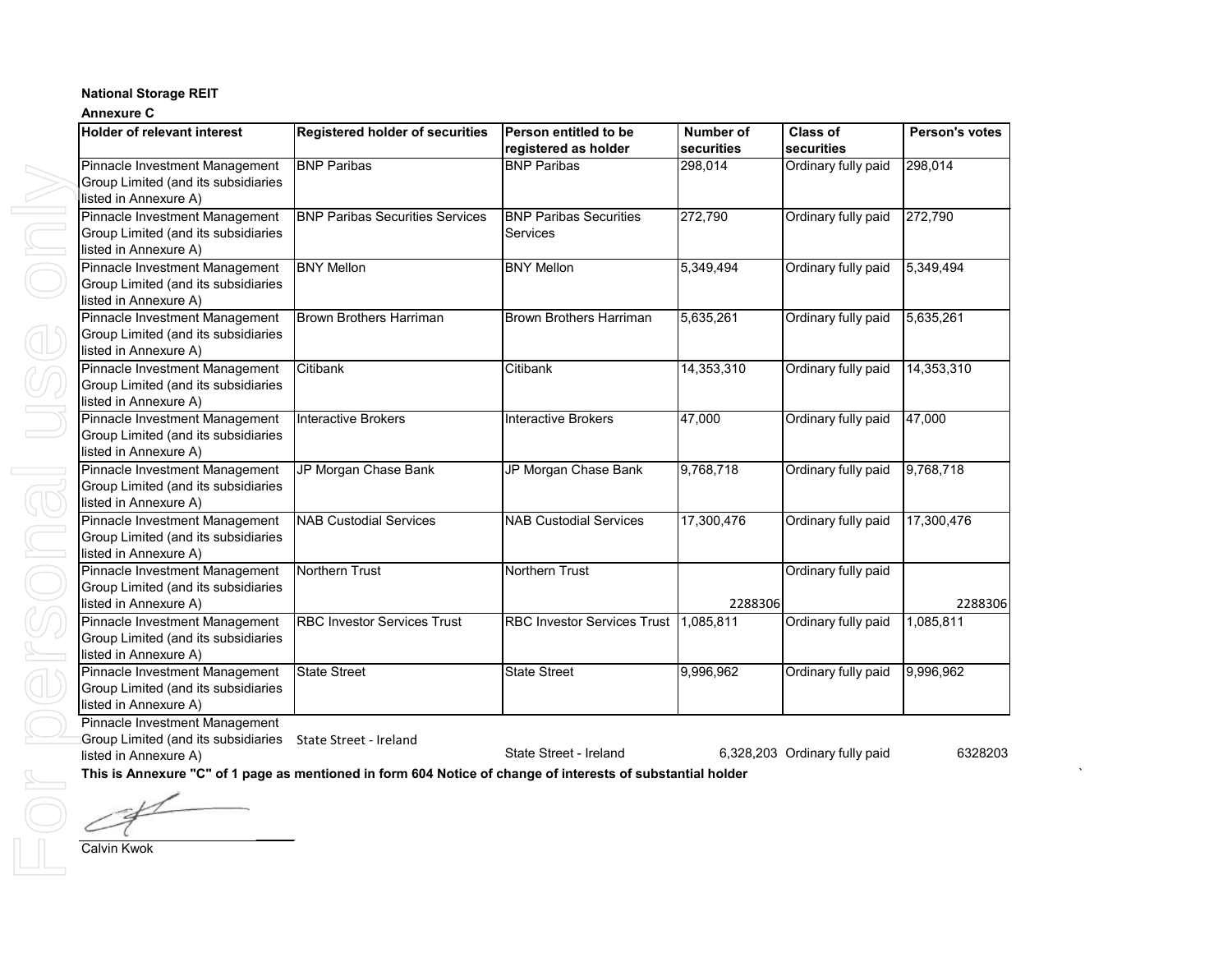**National Storage REIT**

**Annexure C**

| Holder of relevant interest | Registered holder of securities | Person entitled to be registered as holder | Number of securities | Class of securities | Person's votes |
|---|---|---|---|---|---|
| Pinnacle Investment Management Group Limited (and its subsidiaries listed in Annexure A) | BNP Paribas | BNP Paribas | 298,014 | Ordinary fully paid | 298,014 |
| Pinnacle Investment Management Group Limited (and its subsidiaries listed in Annexure A) | BNP Paribas Securities Services | BNP Paribas Securities Services | 272,790 | Ordinary fully paid | 272,790 |
| Pinnacle Investment Management Group Limited (and its subsidiaries listed in Annexure A) | BNY Mellon | BNY Mellon | 5,349,494 | Ordinary fully paid | 5,349,494 |
| Pinnacle Investment Management Group Limited (and its subsidiaries listed in Annexure A) | Brown Brothers Harriman | Brown Brothers Harriman | 5,635,261 | Ordinary fully paid | 5,635,261 |
| Pinnacle Investment Management Group Limited (and its subsidiaries listed in Annexure A) | Citibank | Citibank | 14,353,310 | Ordinary fully paid | 14,353,310 |
| Pinnacle Investment Management Group Limited (and its subsidiaries listed in Annexure A) | Interactive Brokers | Interactive Brokers | 47,000 | Ordinary fully paid | 47,000 |
| Pinnacle Investment Management Group Limited (and its subsidiaries listed in Annexure A) | JP Morgan Chase Bank | JP Morgan Chase Bank | 9,768,718 | Ordinary fully paid | 9,768,718 |
| Pinnacle Investment Management Group Limited (and its subsidiaries listed in Annexure A) | NAB Custodial Services | NAB Custodial Services | 17,300,476 | Ordinary fully paid | 17,300,476 |
| Pinnacle Investment Management Group Limited (and its subsidiaries listed in Annexure A) | Northern Trust | Northern Trust | 2288306 | Ordinary fully paid | 2288306 |
| Pinnacle Investment Management Group Limited (and its subsidiaries listed in Annexure A) | RBC Investor Services Trust | RBC Investor Services Trust | 1,085,811 | Ordinary fully paid | 1,085,811 |
| Pinnacle Investment Management Group Limited (and its subsidiaries listed in Annexure A) | State Street | State Street | 9,996,962 | Ordinary fully paid | 9,996,962 |
| Pinnacle Investment Management Group Limited (and its subsidiaries listed in Annexure A) | State Street - Ireland | State Street - Ireland | 6,328,203 | Ordinary fully paid | 6328203 |

**This is Annexure "C" of 1 page as mentioned in form 604 Notice of change of interests of substantial holder**

Calvin Kwok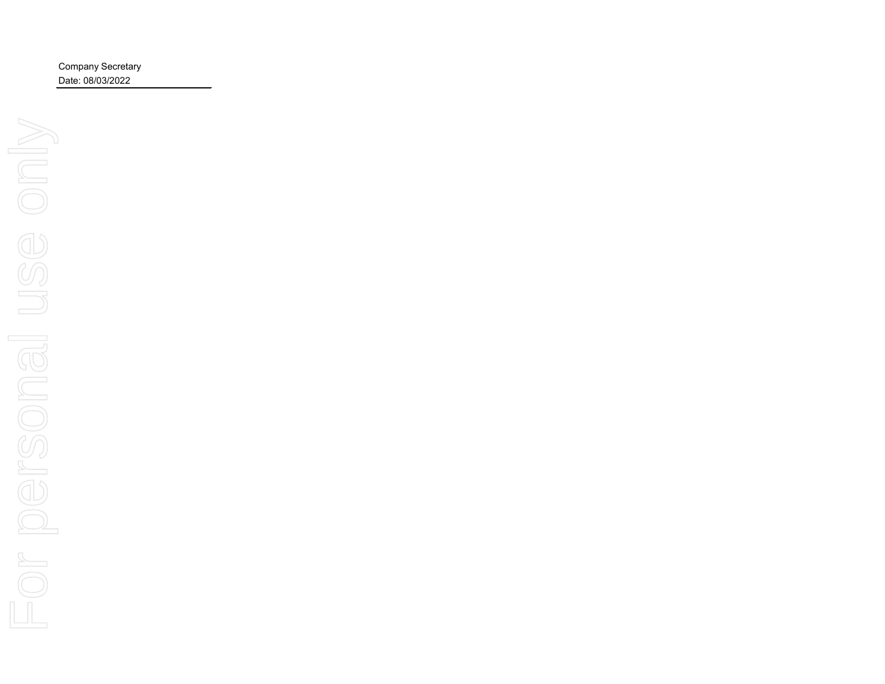Company Secretary
Date: 08/03/2022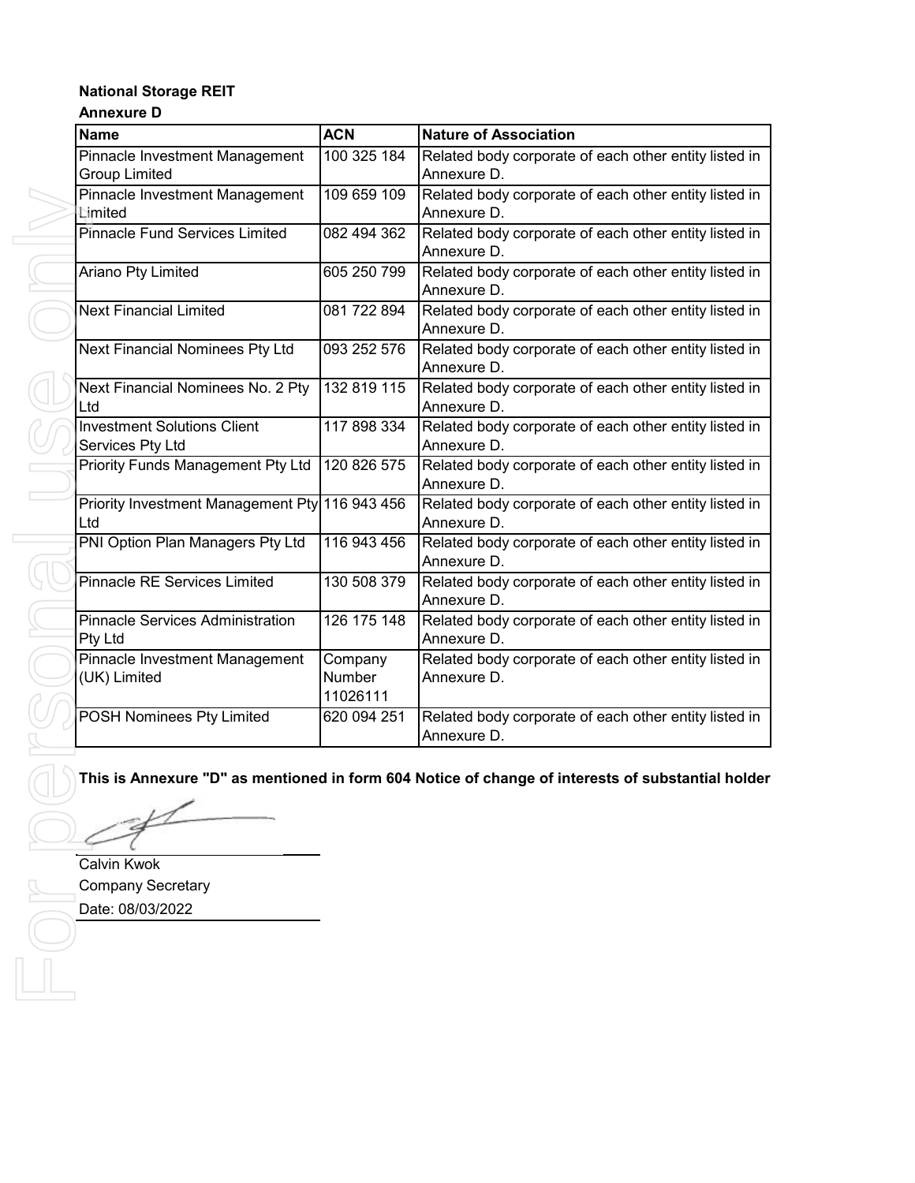**National Storage REIT**

**Annexure D**

| Name | ACN | Nature of Association |
|---|---|---|
| Pinnacle Investment Management Group Limited | 100 325 184 | Related body corporate of each other entity listed in Annexure D. |
| Pinnacle Investment Management Limited | 109 659 109 | Related body corporate of each other entity listed in Annexure D. |
| Pinnacle Fund Services Limited | 082 494 362 | Related body corporate of each other entity listed in Annexure D. |
| Ariano Pty Limited | 605 250 799 | Related body corporate of each other entity listed in Annexure D. |
| Next Financial Limited | 081 722 894 | Related body corporate of each other entity listed in Annexure D. |
| Next Financial Nominees Pty Ltd | 093 252 576 | Related body corporate of each other entity listed in Annexure D. |
| Next Financial Nominees No. 2 Pty Ltd | 132 819 115 | Related body corporate of each other entity listed in Annexure D. |
| Investment Solutions Client Services Pty Ltd | 117 898 334 | Related body corporate of each other entity listed in Annexure D. |
| Priority Funds Management Pty Ltd | 120 826 575 | Related body corporate of each other entity listed in Annexure D. |
| Priority Investment Management Pty Ltd | 116 943 456 | Related body corporate of each other entity listed in Annexure D. |
| PNI Option Plan Managers Pty Ltd | 116 943 456 | Related body corporate of each other entity listed in Annexure D. |
| Pinnacle RE Services Limited | 130 508 379 | Related body corporate of each other entity listed in Annexure D. |
| Pinnacle Services Administration Pty Ltd | 126 175 148 | Related body corporate of each other entity listed in Annexure D. |
| Pinnacle Investment Management (UK) Limited | Company Number 11026111 | Related body corporate of each other entity listed in Annexure D. |
| POSH Nominees Pty Limited | 620 094 251 | Related body corporate of each other entity listed in Annexure D. |

**This is Annexure "D" as mentioned in form 604 Notice of change of interests of substantial holder**

Calvin Kwok
Company Secretary
Date: 08/03/2022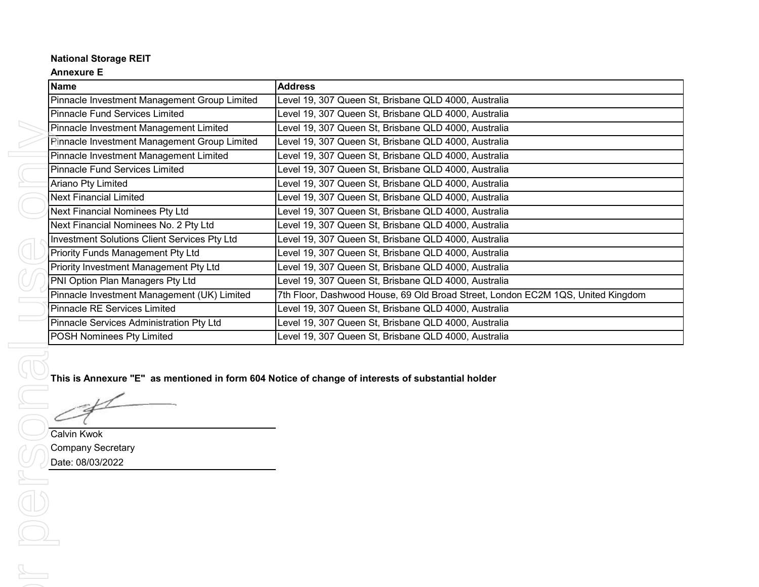**National Storage REIT**

**Annexure E**

| Name | Address |
|---|---|
| Pinnacle Investment Management Group Limited | Level 19, 307 Queen St, Brisbane QLD 4000, Australia |
| Pinnacle Fund Services Limited | Level 19, 307 Queen St, Brisbane QLD 4000, Australia |
| Pinnacle Investment Management Limited | Level 19, 307 Queen St, Brisbane QLD 4000, Australia |
| Pinnacle Investment Management Group Limited | Level 19, 307 Queen St, Brisbane QLD 4000, Australia |
| Pinnacle Investment Management Limited | Level 19, 307 Queen St, Brisbane QLD 4000, Australia |
| Pinnacle Fund Services Limited | Level 19, 307 Queen St, Brisbane QLD 4000, Australia |
| Ariano Pty Limited | Level 19, 307 Queen St, Brisbane QLD 4000, Australia |
| Next Financial Limited | Level 19, 307 Queen St, Brisbane QLD 4000, Australia |
| Next Financial Nominees Pty Ltd | Level 19, 307 Queen St, Brisbane QLD 4000, Australia |
| Next Financial Nominees No. 2 Pty Ltd | Level 19, 307 Queen St, Brisbane QLD 4000, Australia |
| Investment Solutions Client Services Pty Ltd | Level 19, 307 Queen St, Brisbane QLD 4000, Australia |
| Priority Funds Management Pty Ltd | Level 19, 307 Queen St, Brisbane QLD 4000, Australia |
| Priority Investment Management Pty Ltd | Level 19, 307 Queen St, Brisbane QLD 4000, Australia |
| PNI Option Plan Managers Pty Ltd | Level 19, 307 Queen St, Brisbane QLD 4000, Australia |
| Pinnacle Investment Management (UK) Limited | 7th Floor, Dashwood House, 69 Old Broad Street, London EC2M 1QS, United Kingdom |
| Pinnacle RE Services Limited | Level 19, 307 Queen St, Brisbane QLD 4000, Australia |
| Pinnacle Services Administration Pty Ltd | Level 19, 307 Queen St, Brisbane QLD 4000, Australia |
| POSH Nominees Pty Limited | Level 19, 307 Queen St, Brisbane QLD 4000, Australia |

**This is Annexure "E" as mentioned in form 604 Notice of change of interests of substantial holder**

Calvin Kwok
Company Secretary
Date: 08/03/2022